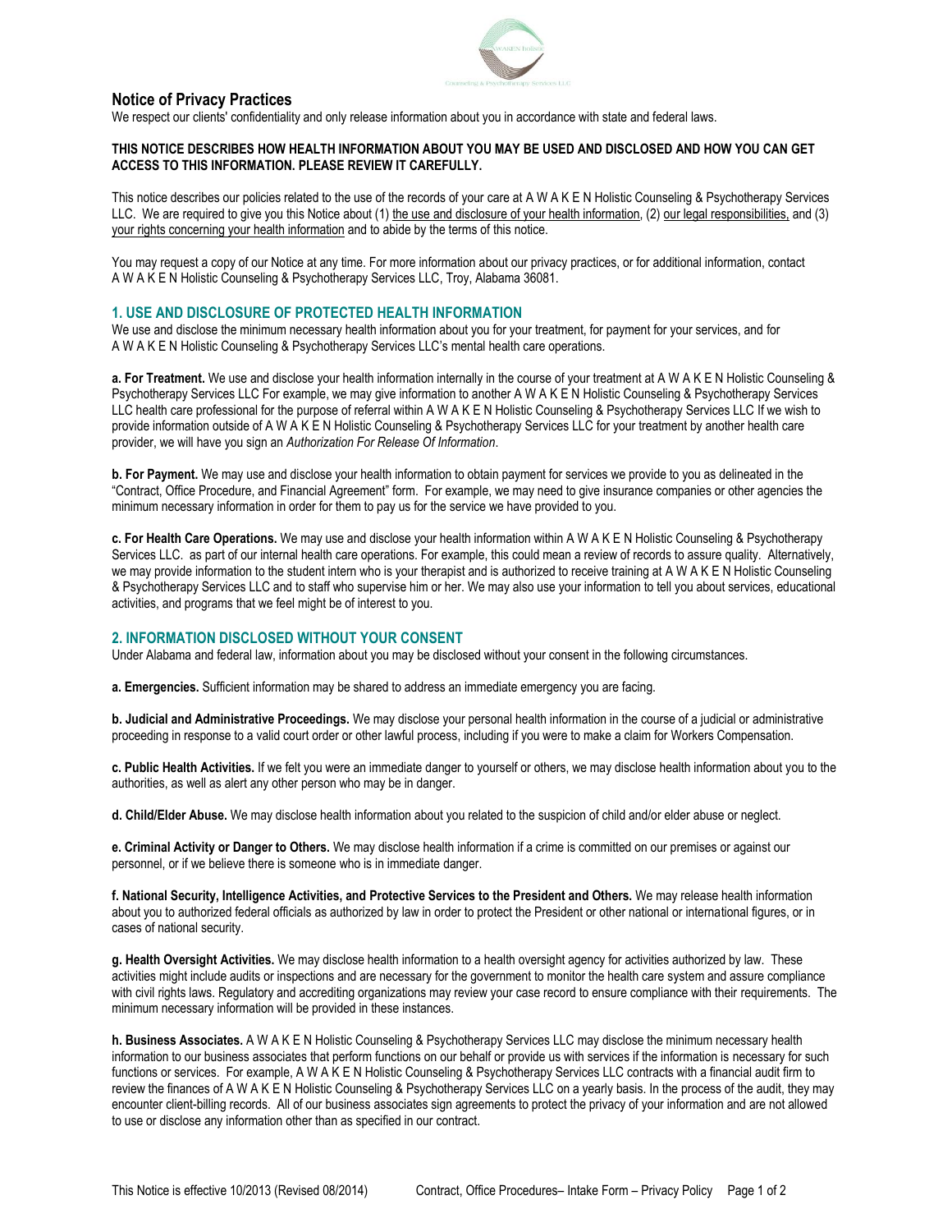# Notice of Privacy Practices

We respect our clients' confidentiality and only release information about you in accordance with state and federal laws.

**THIS NOTICE DESCRIBES HOW HEALTH INFORMATION ABOUT YOU MAY BE USED AND DISCLOSED AND HOW YOU CAN GET ACCESS TO THIS INFORMATION. PLEASE REVIEW IT CAREFULLY.**

This notice describes our policies related to the use of the records of your care at A W A K E N Holistic Counseling & Psychotherapy Services LLC. We are required to give you this Notice about (1) the use and disclosure of your health information, (2) our legal responsibilities, and (3) your rights concerning your health information and to abide by the terms of this notice.

You may request a copy of our Notice at any time. For more information about our privacy practices, or for additional information, contact A W A K E N Holistic Counseling & Psychotherapy Services LLC, Troy, Alabama 36081.

## 1. USE AND DISCLOSURE OF PROTECTED HEALTH INFORMATION

We use and disclose the minimum necessary health information about you for your treatment, for payment for your services, and for A W A K E N Holistic Counseling & Psychotherapy Services LLC's mental health care operations.

**a. For Treatment.** We use and disclose your health information internally in the course of your treatment at A W A K E N Holistic Counseling & Psychotherapy Services LLC For example, we may give information to another A W A K E N Holistic Counseling & Psychotherapy Services LLC health care professional for the purpose of referral within A W A K E N Holistic Counseling & Psychotherapy Services LLC If we wish to provide information outside of A W A K E N Holistic Counseling & Psychotherapy Services LLC for your treatment by another health care provider, we will have you sign an *Authorization For Release Of Information*.

**b. For Payment.** We may use and disclose your health information to obtain payment for services we provide to you as delineated in the "Contract, Office Procedure, and Financial Agreement" form. For example, we may need to give insurance companies or other agencies the minimum necessary information in order for them to pay us for the service we have provided to you.

**c. For Health Care Operations.** We may use and disclose your health information within A W A K E N Holistic Counseling & Psychotherapy Services LLC. as part of our internal health care operations. For example, this could mean a review of records to assure quality. Alternatively, we may provide information to the student intern who is your therapist and is authorized to receive training at A W A K E N Holistic Counseling & Psychotherapy Services LLC and to staff who supervise him or her. We may also use your information to tell you about services, educational activities, and programs that we feel might be of interest to you.

## 2. INFORMATION DISCLOSED WITHOUT YOUR CONSENT

Under Alabama and federal law, information about you may be disclosed without your consent in the following circumstances.

**a. Emergencies.** Sufficient information may be shared to address an immediate emergency you are facing.

**b. Judicial and Administrative Proceedings.** We may disclose your personal health information in the course of a judicial or administrative proceeding in response to a valid court order or other lawful process, including if you were to make a claim for Workers Compensation.

**c. Public Health Activities.** If we felt you were an immediate danger to yourself or others, we may disclose health information about you to the authorities, as well as alert any other person who may be in danger.

**d. Child/Elder Abuse.** We may disclose health information about you related to the suspicion of child and/or elder abuse or neglect.

**e. Criminal Activity or Danger to Others.** We may disclose health information if a crime is committed on our premises or against our personnel, or if we believe there is someone who is in immediate danger.

**f. National Security, Intelligence Activities, and Protective Services to the President and Others.** We may release health information about you to authorized federal officials as authorized by law in order to protect the President or other national or international figures, or in cases of national security.

**g. Health Oversight Activities.** We may disclose health information to a health oversight agency for activities authorized by law. These activities might include audits or inspections and are necessary for the government to monitor the health care system and assure compliance with civil rights laws. Regulatory and accrediting organizations may review your case record to ensure compliance with their requirements. The minimum necessary information will be provided in these instances.

**h. Business Associates.** A W A K E N Holistic Counseling & Psychotherapy Services LLC may disclose the minimum necessary health information to our business associates that perform functions on our behalf or provide us with services if the information is necessary for such functions or services. For example, A W A K E N Holistic Counseling & Psychotherapy Services LLC contracts with a financial audit firm to review the finances of A W A K E N Holistic Counseling & Psychotherapy Services LLC on a yearly basis. In the process of the audit, they may encounter client-billing records. All of our business associates sign agreements to protect the privacy of your information and are not allowed to use or disclose any information other than as specified in our contract.

This Notice is effective 10/2013 (Revised 08/2014)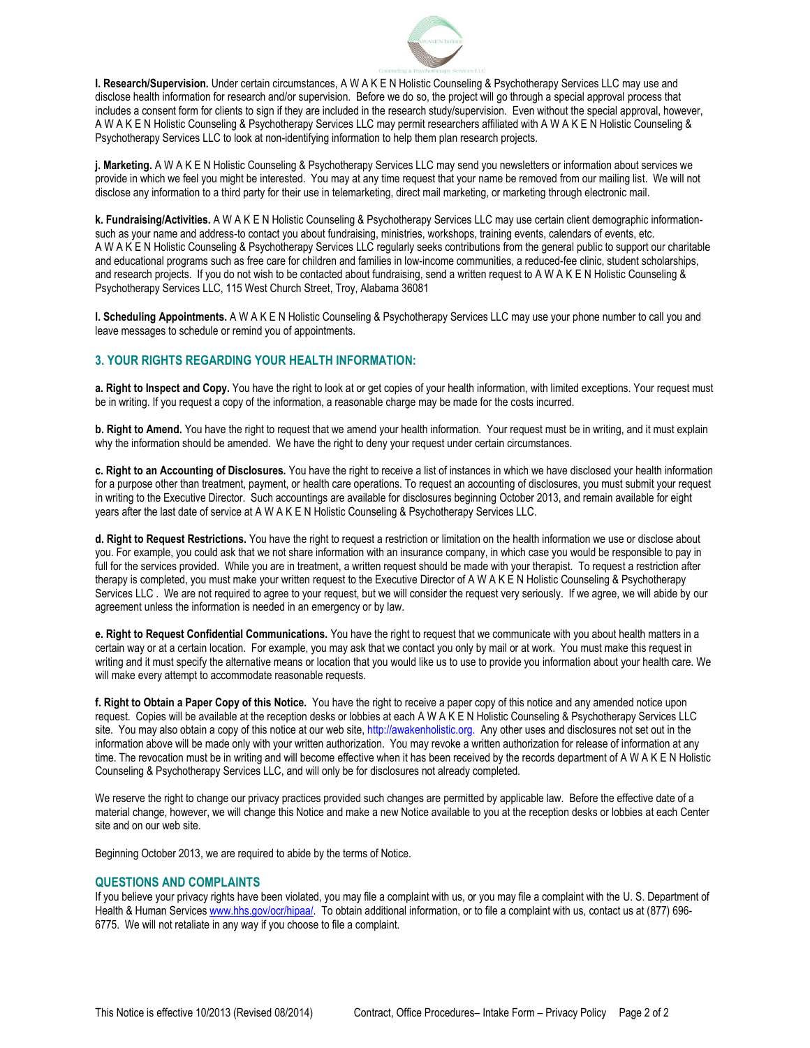**I. Research/Supervision.** Under certain circumstances, A W A K E N Holistic Counseling & Psychotherapy Services LLC may use and disclose health information for research and/or supervision. Before we do so, the project will go through a special approval process that includes a consent form for clients to sign if they are included in the research study/supervision. Even without the special approval, however, A W A K E N Holistic Counseling & Psychotherapy Services LLC may permit researchers affiliated with A W A K E N Holistic Counseling & Psychotherapy Services LLC to look at non-identifying information to help them plan research projects.

**j. Marketing.** A W A K E N Holistic Counseling & Psychotherapy Services LLC may send you newsletters or information about services we provide in which we feel you might be interested. You may at any time request that your name be removed from our mailing list. We will not disclose any information to a third party for their use in telemarketing, direct mail marketing, or marketing through electronic mail.

**k. Fundraising/Activities.** A W A K E N Holistic Counseling & Psychotherapy Services LLC may use certain client demographic information-such as your name and address-to contact you about fundraising, ministries, workshops, training events, calendars of events, etc. A W A K E N Holistic Counseling & Psychotherapy Services LLC regularly seeks contributions from the general public to support our charitable and educational programs such as free care for children and families in low-income communities, a reduced-fee clinic, student scholarships, and research projects. If you do not wish to be contacted about fundraising, send a written request to A W A K E N Holistic Counseling & Psychotherapy Services LLC, 115 West Church Street, Troy, Alabama 36081

**l. Scheduling Appointments.** A W A K E N Holistic Counseling & Psychotherapy Services LLC may use your phone number to call you and leave messages to schedule or remind you of appointments.

## 3. YOUR RIGHTS REGARDING YOUR HEALTH INFORMATION:

**a. Right to Inspect and Copy.** You have the right to look at or get copies of your health information, with limited exceptions. Your request must be in writing. If you request a copy of the information, a reasonable charge may be made for the costs incurred.

**b. Right to Amend.** You have the right to request that we amend your health information. Your request must be in writing, and it must explain why the information should be amended. We have the right to deny your request under certain circumstances.

**c. Right to an Accounting of Disclosures.** You have the right to receive a list of instances in which we have disclosed your health information for a purpose other than treatment, payment, or health care operations. To request an accounting of disclosures, you must submit your request in writing to the Executive Director. Such accountings are available for disclosures beginning October 2013, and remain available for eight years after the last date of service at A W A K E N Holistic Counseling & Psychotherapy Services LLC.

**d. Right to Request Restrictions.** You have the right to request a restriction or limitation on the health information we use or disclose about you. For example, you could ask that we not share information with an insurance company, in which case you would be responsible to pay in full for the services provided. While you are in treatment, a written request should be made with your therapist. To request a restriction after therapy is completed, you must make your written request to the Executive Director of A W A K E N Holistic Counseling & Psychotherapy Services LLC . We are not required to agree to your request, but we will consider the request very seriously. If we agree, we will abide by our agreement unless the information is needed in an emergency or by law.

**e. Right to Request Confidential Communications.** You have the right to request that we communicate with you about health matters in a certain way or at a certain location. For example, you may ask that we contact you only by mail or at work. You must make this request in writing and it must specify the alternative means or location that you would like us to use to provide you information about your health care. We will make every attempt to accommodate reasonable requests.

**f. Right to Obtain a Paper Copy of this Notice.** You have the right to receive a paper copy of this notice and any amended notice upon request. Copies will be available at the reception desks or lobbies at each A W A K E N Holistic Counseling & Psychotherapy Services LLC site. You may also obtain a copy of this notice at our web site, http://awakenholistic.org. Any other uses and disclosures not set out in the information above will be made only with your written authorization. You may revoke a written authorization for release of information at any time. The revocation must be in writing and will become effective when it has been received by the records department of A W A K E N Holistic Counseling & Psychotherapy Services LLC, and will only be for disclosures not already completed.

We reserve the right to change our privacy practices provided such changes are permitted by applicable law. Before the effective date of a material change, however, we will change this Notice and make a new Notice available to you at the reception desks or lobbies at each Center site and on our web site.

Beginning October 2013, we are required to abide by the terms of Notice.

## QUESTIONS AND COMPLAINTS

If you believe your privacy rights have been violated, you may file a complaint with us, or you may file a complaint with the U. S. Department of Health & Human Services www.hhs.gov/ocr/hipaa/. To obtain additional information, or to file a complaint with us, contact us at (877) 696-6775. We will not retaliate in any way if you choose to file a complaint.

This Notice is effective 10/2013 (Revised 08/2014)